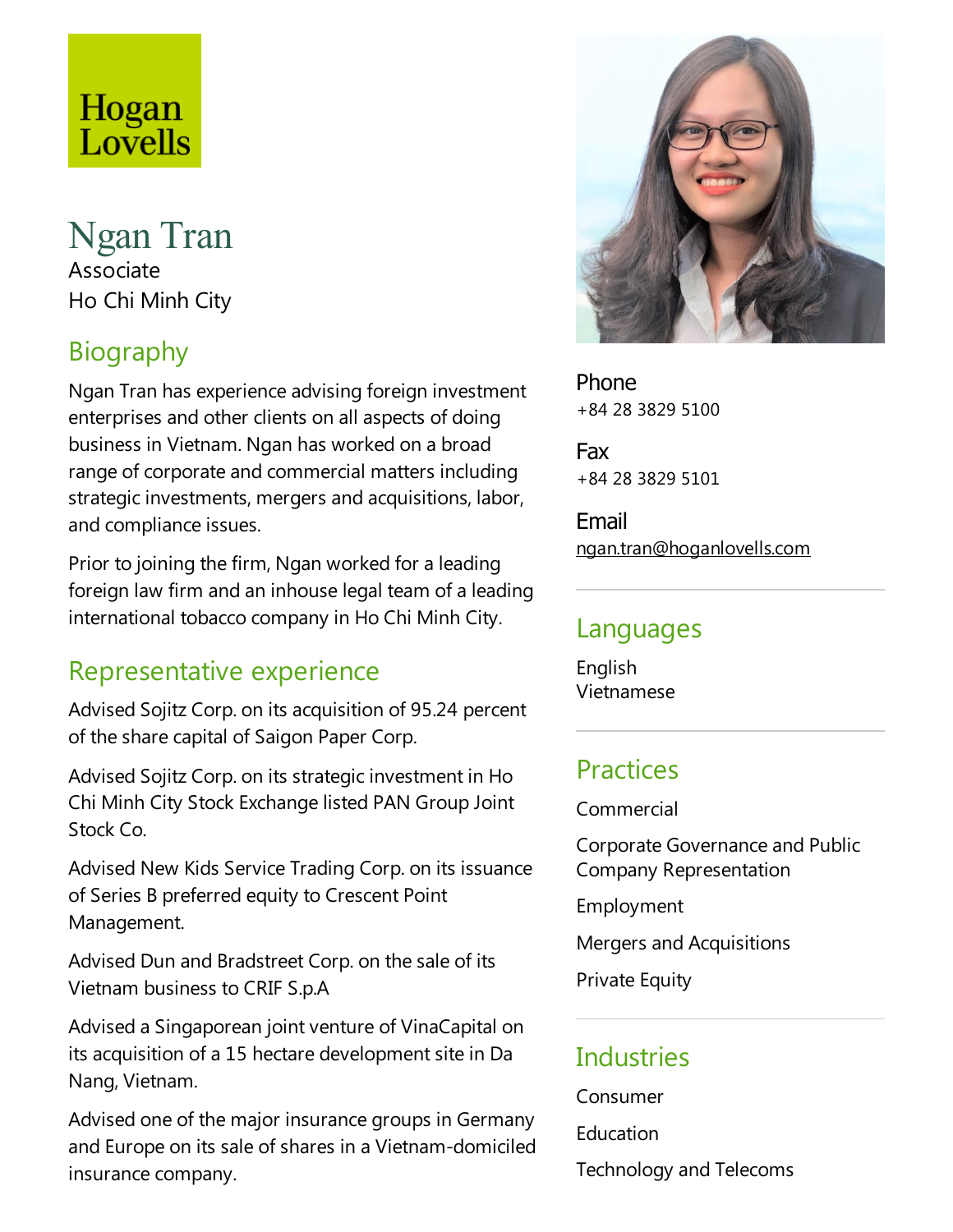Hogan Lovells

# Ngan Tran

Associate
Ho Chi Minh City

## Biography

Ngan Tran has experience advising foreign investment enterprises and other clients on all aspects of doing business in Vietnam. Ngan has worked on a broad range of corporate and commercial matters including strategic investments, mergers and acquisitions, labor, and compliance issues.

Prior to joining the firm, Ngan worked for a leading foreign law firm and an inhouse legal team of a leading international tobacco company in Ho Chi Minh City.

## Representative experience

Advised Sojitz Corp. on its acquisition of 95.24 percent of the share capital of Saigon Paper Corp.

Advised Sojitz Corp. on its strategic investment in Ho Chi Minh City Stock Exchange listed PAN Group Joint Stock Co.

Advised New Kids Service Trading Corp. on its issuance of Series B preferred equity to Crescent Point Management.

Advised Dun and Bradstreet Corp. on the sale of its Vietnam business to CRIF S.p.A

Advised a Singaporean joint venture of VinaCapital on its acquisition of a 15 hectare development site in Da Nang, Vietnam.

Advised one of the major insurance groups in Germany and Europe on its sale of shares in a Vietnam-domiciled insurance company.

**Phone**
+84 28 3829 5100

**Fax**
+84 28 3829 5101

**Email**
ngan.tran@hoganlovells.com

## Languages

English
Vietnamese

## Practices

Commercial

Corporate Governance and Public Company Representation

Employment

Mergers and Acquisitions

Private Equity

## Industries

Consumer

Education

Technology and Telecoms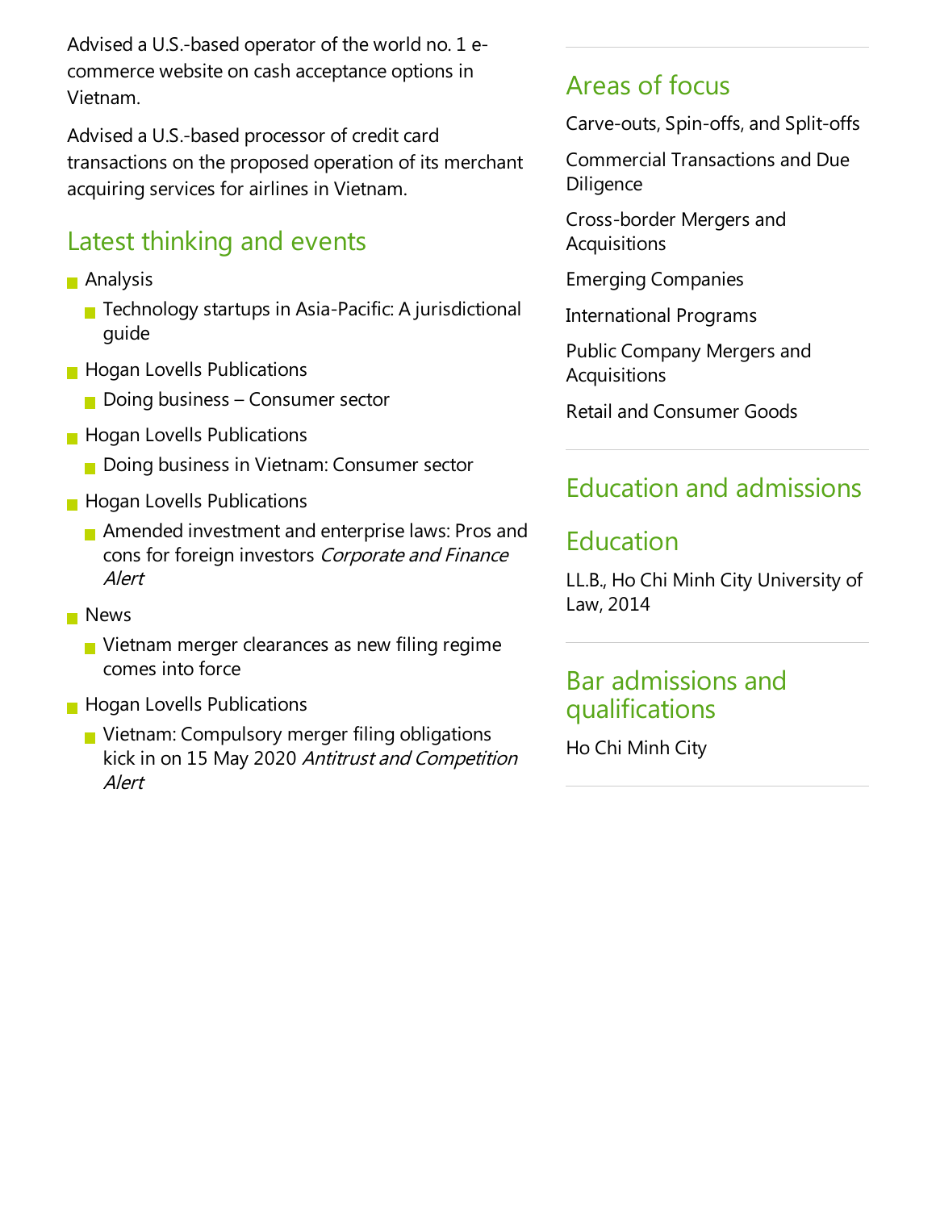Advised a U.S.-based operator of the world no. 1 e-commerce website on cash acceptance options in Vietnam.

Advised a U.S.-based processor of credit card transactions on the proposed operation of its merchant acquiring services for airlines in Vietnam.

## Latest thinking and events

- Analysis
  - Technology startups in Asia-Pacific: A jurisdictional guide
- Hogan Lovells Publications
  - Doing business – Consumer sector
- Hogan Lovells Publications
  - Doing business in Vietnam: Consumer sector
- Hogan Lovells Publications
  - Amended investment and enterprise laws: Pros and cons for foreign investors *Corporate and Finance Alert*
- News
  - Vietnam merger clearances as new filing regime comes into force
- Hogan Lovells Publications
  - Vietnam: Compulsory merger filing obligations kick in on 15 May 2020 *Antitrust and Competition Alert*

## Areas of focus

Carve-outs, Spin-offs, and Split-offs

Commercial Transactions and Due Diligence

Cross-border Mergers and Acquisitions

Emerging Companies

International Programs

Public Company Mergers and Acquisitions

Retail and Consumer Goods

## Education and admissions

## Education

LL.B., Ho Chi Minh City University of Law, 2014

## Bar admissions and qualifications

Ho Chi Minh City